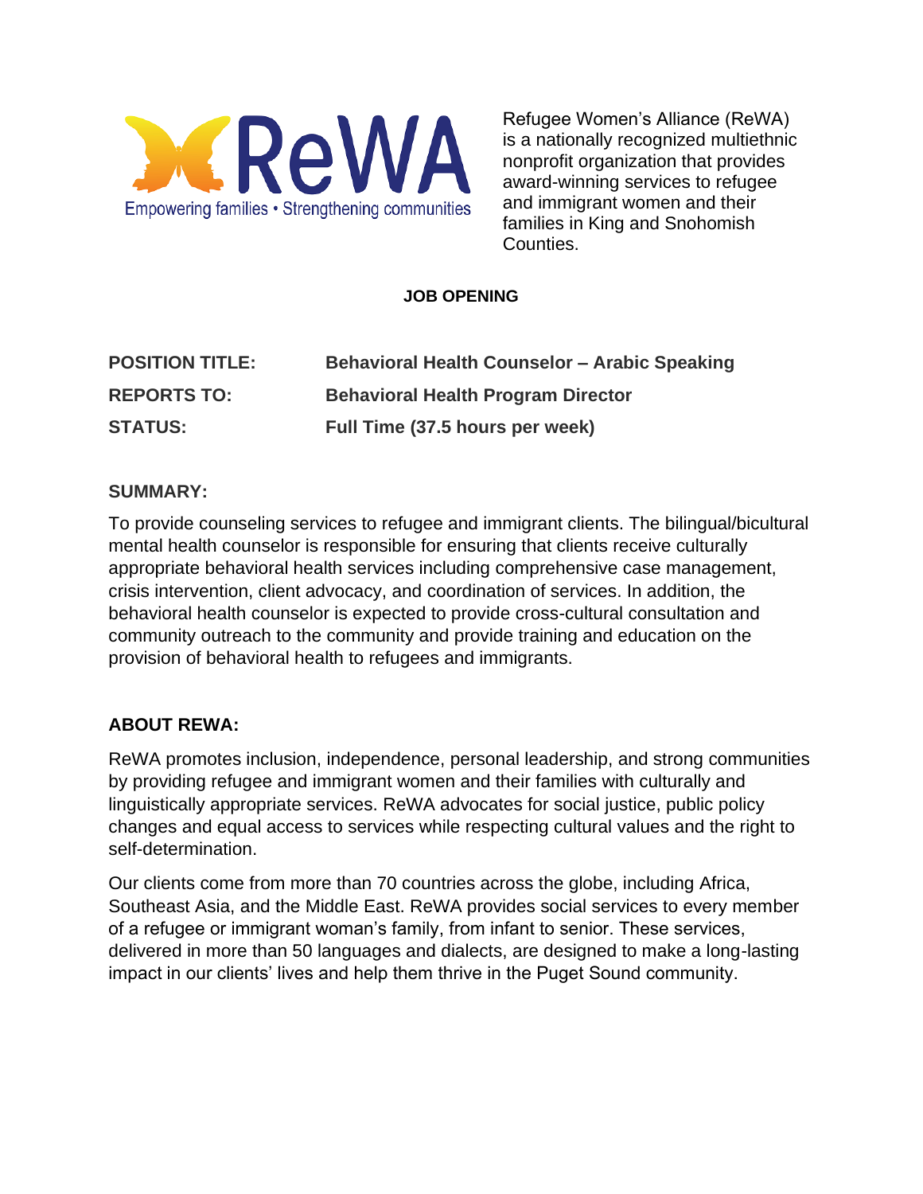ReWA

Empowering families • Strengthening communities

Refugee Women's Alliance (ReWA) is a nationally recognized multiethnic nonprofit organization that provides award-winning services to refugee and immigrant women and their families in King and Snohomish Counties.

**JOB OPENING**

| | |
|---|---|
| **POSITION TITLE:** | **Behavioral Health Counselor – Arabic Speaking** |
| **REPORTS TO:** | **Behavioral Health Program Director** |
| **STATUS:** | **Full Time (37.5 hours per week)** |

## SUMMARY:

To provide counseling services to refugee and immigrant clients. The bilingual/bicultural mental health counselor is responsible for ensuring that clients receive culturally appropriate behavioral health services including comprehensive case management, crisis intervention, client advocacy, and coordination of services. In addition, the behavioral health counselor is expected to provide cross-cultural consultation and community outreach to the community and provide training and education on the provision of behavioral health to refugees and immigrants.

## ABOUT REWA:

ReWA promotes inclusion, independence, personal leadership, and strong communities by providing refugee and immigrant women and their families with culturally and linguistically appropriate services. ReWA advocates for social justice, public policy changes and equal access to services while respecting cultural values and the right to self-determination.

Our clients come from more than 70 countries across the globe, including Africa, Southeast Asia, and the Middle East. ReWA provides social services to every member of a refugee or immigrant woman's family, from infant to senior. These services, delivered in more than 50 languages and dialects, are designed to make a long-lasting impact in our clients' lives and help them thrive in the Puget Sound community.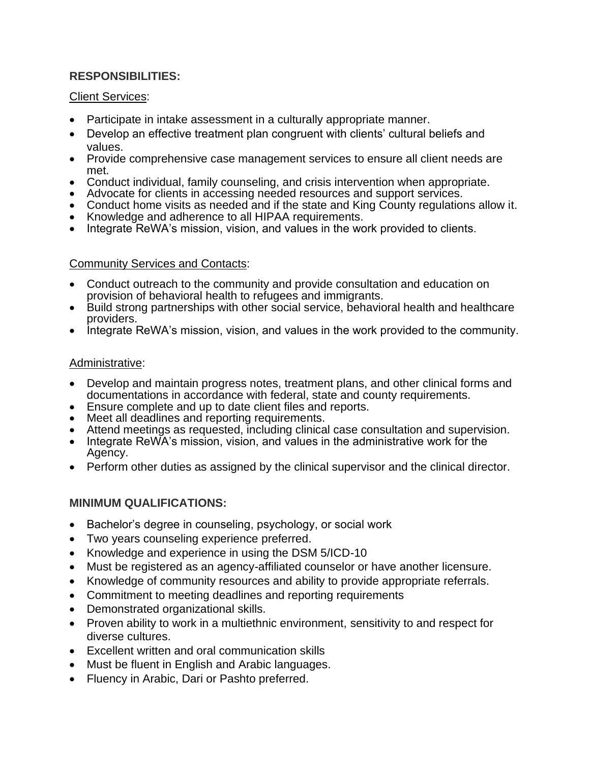**RESPONSIBILITIES:**

Client Services:

- Participate in intake assessment in a culturally appropriate manner.
- Develop an effective treatment plan congruent with clients' cultural beliefs and values.
- Provide comprehensive case management services to ensure all client needs are met.
- Conduct individual, family counseling, and crisis intervention when appropriate.
- Advocate for clients in accessing needed resources and support services.
- Conduct home visits as needed and if the state and King County regulations allow it.
- Knowledge and adherence to all HIPAA requirements.
- Integrate ReWA's mission, vision, and values in the work provided to clients.

Community Services and Contacts:

- Conduct outreach to the community and provide consultation and education on provision of behavioral health to refugees and immigrants.
- Build strong partnerships with other social service, behavioral health and healthcare providers.
- Integrate ReWA's mission, vision, and values in the work provided to the community.

Administrative:

- Develop and maintain progress notes, treatment plans, and other clinical forms and documentations in accordance with federal, state and county requirements.
- Ensure complete and up to date client files and reports.
- Meet all deadlines and reporting requirements.
- Attend meetings as requested, including clinical case consultation and supervision.
- Integrate ReWA's mission, vision, and values in the administrative work for the Agency.
- Perform other duties as assigned by the clinical supervisor and the clinical director.

**MINIMUM QUALIFICATIONS:**

- Bachelor's degree in counseling, psychology, or social work
- Two years counseling experience preferred.
- Knowledge and experience in using the DSM 5/ICD-10
- Must be registered as an agency-affiliated counselor or have another licensure.
- Knowledge of community resources and ability to provide appropriate referrals.
- Commitment to meeting deadlines and reporting requirements
- Demonstrated organizational skills.
- Proven ability to work in a multiethnic environment, sensitivity to and respect for diverse cultures.
- Excellent written and oral communication skills
- Must be fluent in English and Arabic languages.
- Fluency in Arabic, Dari or Pashto preferred.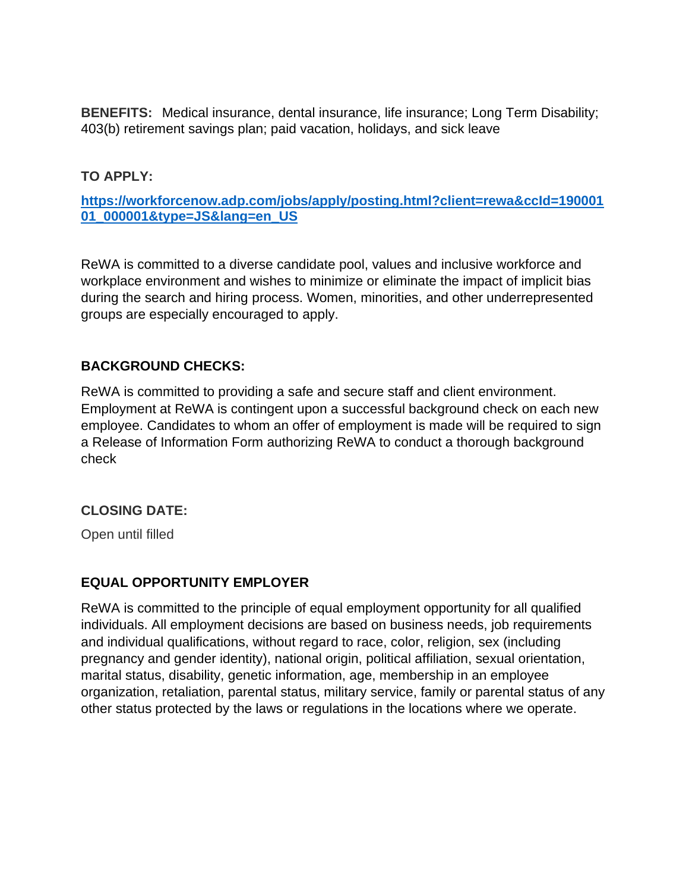**BENEFITS:** Medical insurance, dental insurance, life insurance; Long Term Disability; 403(b) retirement savings plan; paid vacation, holidays, and sick leave

**TO APPLY:**

**https://workforcenow.adp.com/jobs/apply/posting.html?client=rewa&ccId=19000101_000001&type=JS&lang=en_US**

ReWA is committed to a diverse candidate pool, values and inclusive workforce and workplace environment and wishes to minimize or eliminate the impact of implicit bias during the search and hiring process. Women, minorities, and other underrepresented groups are especially encouraged to apply.

**BACKGROUND CHECKS:**

ReWA is committed to providing a safe and secure staff and client environment. Employment at ReWA is contingent upon a successful background check on each new employee. Candidates to whom an offer of employment is made will be required to sign a Release of Information Form authorizing ReWA to conduct a thorough background check

**CLOSING DATE:**

Open until filled

**EQUAL OPPORTUNITY EMPLOYER**

ReWA is committed to the principle of equal employment opportunity for all qualified individuals. All employment decisions are based on business needs, job requirements and individual qualifications, without regard to race, color, religion, sex (including pregnancy and gender identity), national origin, political affiliation, sexual orientation, marital status, disability, genetic information, age, membership in an employee organization, retaliation, parental status, military service, family or parental status of any other status protected by the laws or regulations in the locations where we operate.